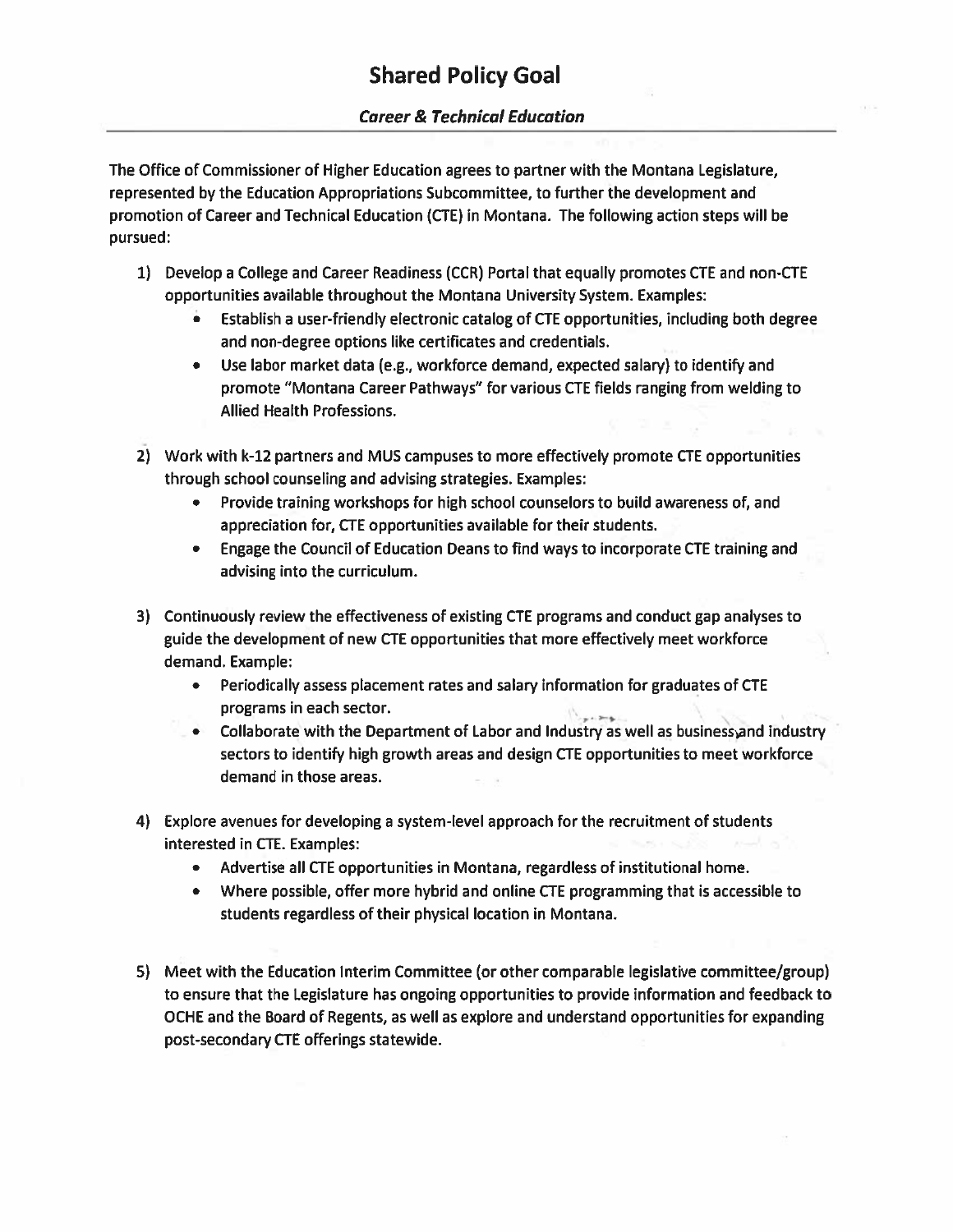# Shared Policy Goal

## *Career & Technical Education*

The Office of Commissioner of Higher Education agrees to partner with the Montana Legislature, represented by the Education Appropriations Subcommittee, to further the development and promotion of Career and Technical Education (CTE) in Montana. The following action steps will be pursued:

1) Develop a College and Career Readiness (CCR) Portal that equally promotes CTE and non-CTE opportunities available throughout the Montana University System. Examples:
   - Establish a user-friendly electronic catalog of CTE opportunities, including both degree and non-degree options like certificates and credentials.
   - Use labor market data (e.g., workforce demand, expected salary) to identify and promote "Montana Career Pathways" for various CTE fields ranging from welding to Allied Health Professions.

2) Work with k-12 partners and MUS campuses to more effectively promote CTE opportunities through school counseling and advising strategies. Examples:
   - Provide training workshops for high school counselors to build awareness of, and appreciation for, CTE opportunities available for their students.
   - Engage the Council of Education Deans to find ways to incorporate CTE training and advising into the curriculum.

3) Continuously review the effectiveness of existing CTE programs and conduct gap analyses to guide the development of new CTE opportunities that more effectively meet workforce demand. Example:
   - Periodically assess placement rates and salary information for graduates of CTE programs in each sector.
   - Collaborate with the Department of Labor and Industry as well as business and industry sectors to identify high growth areas and design CTE opportunities to meet workforce demand in those areas.

4) Explore avenues for developing a system-level approach for the recruitment of students interested in CTE. Examples:
   - Advertise all CTE opportunities in Montana, regardless of institutional home.
   - Where possible, offer more hybrid and online CTE programming that is accessible to students regardless of their physical location in Montana.

5) Meet with the Education Interim Committee (or other comparable legislative committee/group) to ensure that the Legislature has ongoing opportunities to provide information and feedback to OCHE and the Board of Regents, as well as explore and understand opportunities for expanding post-secondary CTE offerings statewide.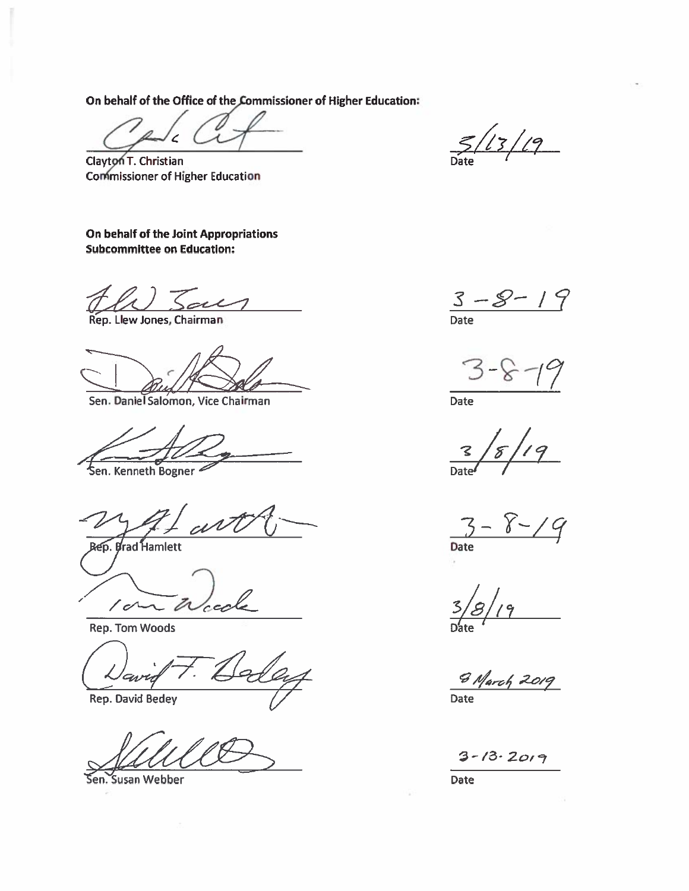**On behalf of the Office of the Commissioner of Higher Education:**

Clayton T. Christian
Commissioner of Higher Education

3/13/19
Date

**On behalf of the Joint Appropriations Subcommittee on Education:**

| | |
|---|---|
| Rep. Llew Jones, Chairman | 3-8-19<br>Date |
| Sen. Daniel Salomon, Vice Chairman | 3-8-19<br>Date |
| Sen. Kenneth Bogner | 3/8/19<br>Date |
| Rep. Brad Hamlett | 3-8-19<br>Date |
| Rep. Tom Woods | 3/8/19<br>Date |
| Rep. David Bedey | 8 March 2019<br>Date |
| Sen. Susan Webber | 3-13-2019<br>Date |